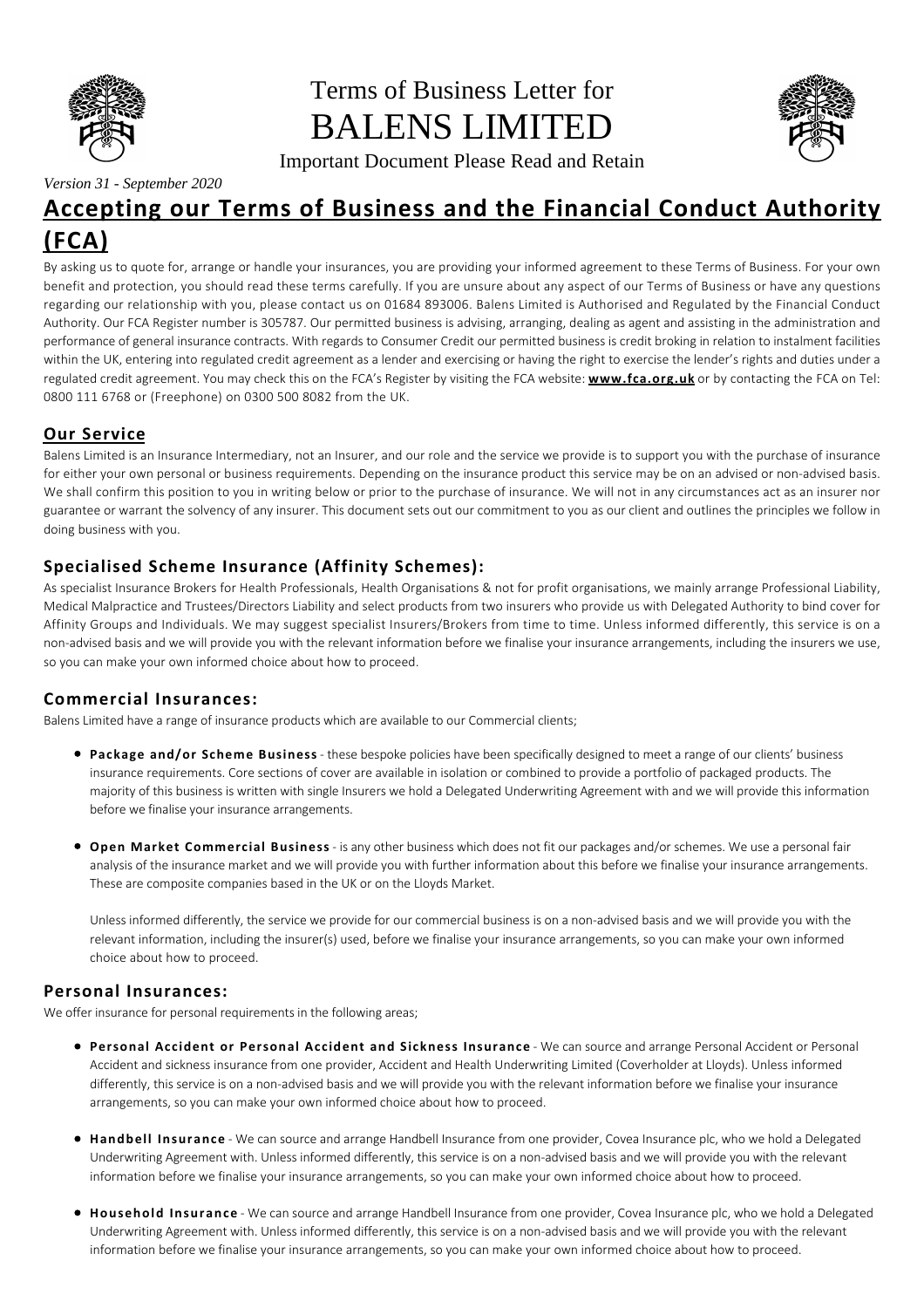# Terms of Business Letter for BALENS LIMITED

Important Document Please Read and Retain

*Version 31 - September 2020*

## Accepting our Terms of Business and the Financial Conduct Authority (FCA)

By asking us to quote for, arrange or handle your insurances, you are providing your informed agreement to these Terms of Business. For your own benefit and protection, you should read these terms carefully. If you are unsure about any aspect of our Terms of Business or have any questions regarding our relationship with you, please contact us on 01684 893006. Balens Limited is Authorised and Regulated by the Financial Conduct Authority. Our FCA Register number is 305787. Our permitted business is advising, arranging, dealing as agent and assisting in the administration and performance of general insurance contracts. With regards to Consumer Credit our permitted business is credit broking in relation to instalment facilities within the UK, entering into regulated credit agreement as a lender and exercising or having the right to exercise the lender's rights and duties under a regulated credit agreement. You may check this on the FCA's Register by visiting the FCA website: **www.fca.org.uk** or by contacting the FCA on Tel: 0800 111 6768 or (Freephone) on 0300 500 8082 from the UK.

### Our Service

Balens Limited is an Insurance Intermediary, not an Insurer, and our role and the service we provide is to support you with the purchase of insurance for either your own personal or business requirements. Depending on the insurance product this service may be on an advised or non-advised basis. We shall confirm this position to you in writing below or prior to the purchase of insurance. We will not in any circumstances act as an insurer nor guarantee or warrant the solvency of any insurer. This document sets out our commitment to you as our client and outlines the principles we follow in doing business with you.

### Specialised Scheme Insurance (Affinity Schemes):

As specialist Insurance Brokers for Health Professionals, Health Organisations & not for profit organisations, we mainly arrange Professional Liability, Medical Malpractice and Trustees/Directors Liability and select products from two insurers who provide us with Delegated Authority to bind cover for Affinity Groups and Individuals. We may suggest specialist Insurers/Brokers from time to time. Unless informed differently, this service is on a non-advised basis and we will provide you with the relevant information before we finalise your insurance arrangements, including the insurers we use, so you can make your own informed choice about how to proceed.

### Commercial Insurances:

Balens Limited have a range of insurance products which are available to our Commercial clients;

- **Package and/or Scheme Business** - these bespoke policies have been specifically designed to meet a range of our clients' business insurance requirements. Core sections of cover are available in isolation or combined to provide a portfolio of packaged products. The majority of this business is written with single Insurers we hold a Delegated Underwriting Agreement with and we will provide this information before we finalise your insurance arrangements.

- **Open Market Commercial Business** - is any other business which does not fit our packages and/or schemes. We use a personal fair analysis of the insurance market and we will provide you with further information about this before we finalise your insurance arrangements. These are composite companies based in the UK or on the Lloyds Market.

  Unless informed differently, the service we provide for our commercial business is on a non-advised basis and we will provide you with the relevant information, including the insurer(s) used, before we finalise your insurance arrangements, so you can make your own informed choice about how to proceed.

### Personal Insurances:

We offer insurance for personal requirements in the following areas;

- **Personal Accident or Personal Accident and Sickness Insurance** - We can source and arrange Personal Accident or Personal Accident and sickness insurance from one provider, Accident and Health Underwriting Limited (Coverholder at Lloyds). Unless informed differently, this service is on a non-advised basis and we will provide you with the relevant information before we finalise your insurance arrangements, so you can make your own informed choice about how to proceed.

- **Handbell Insurance** - We can source and arrange Handbell Insurance from one provider, Covea Insurance plc, who we hold a Delegated Underwriting Agreement with. Unless informed differently, this service is on a non-advised basis and we will provide you with the relevant information before we finalise your insurance arrangements, so you can make your own informed choice about how to proceed.

- **Household Insurance** - We can source and arrange Handbell Insurance from one provider, Covea Insurance plc, who we hold a Delegated Underwriting Agreement with. Unless informed differently, this service is on a non-advised basis and we will provide you with the relevant information before we finalise your insurance arrangements, so you can make your own informed choice about how to proceed.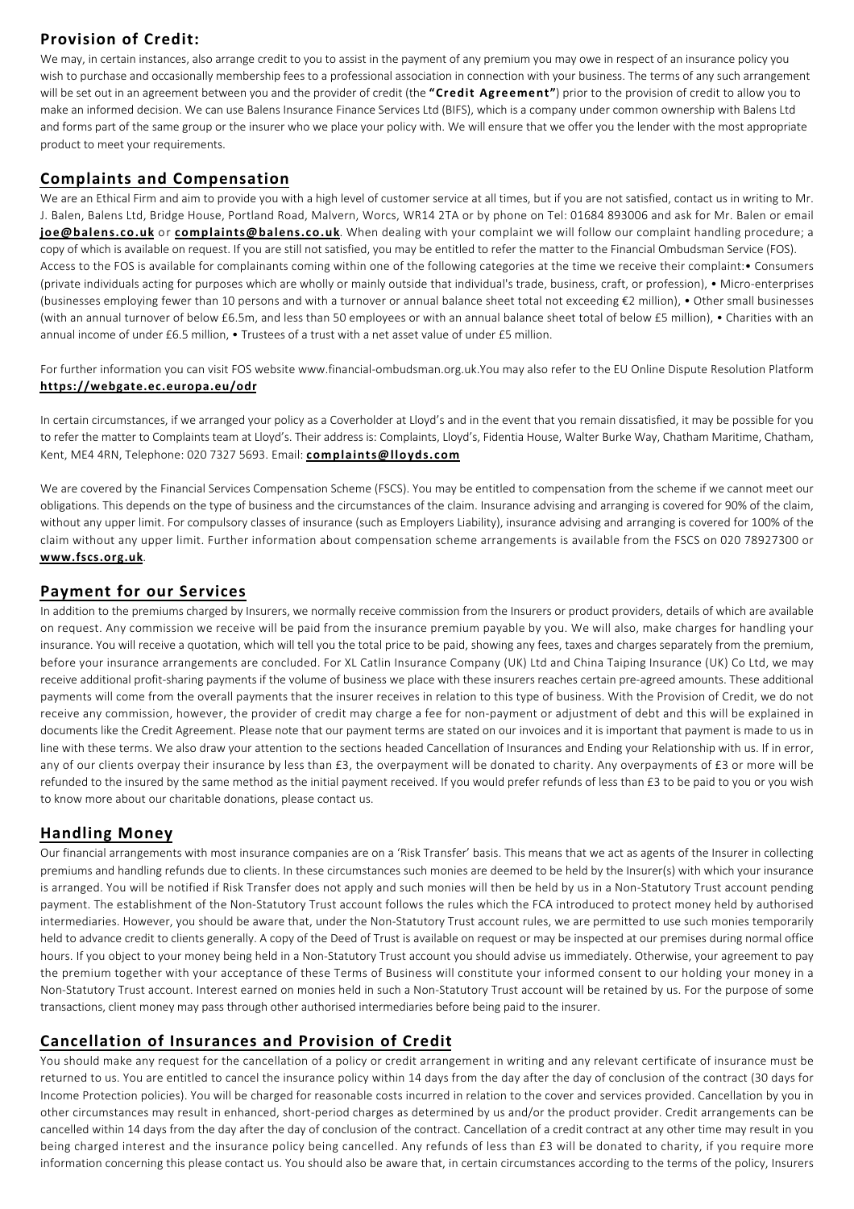## Provision of Credit:

We may, in certain instances, also arrange credit to you to assist in the payment of any premium you may owe in respect of an insurance policy you wish to purchase and occasionally membership fees to a professional association in connection with your business. The terms of any such arrangement will be set out in an agreement between you and the provider of credit (the **"Credit Agreement"**) prior to the provision of credit to allow you to make an informed decision. We can use Balens Insurance Finance Services Ltd (BIFS), which is a company under common ownership with Balens Ltd and forms part of the same group or the insurer who we place your policy with. We will ensure that we offer you the lender with the most appropriate product to meet your requirements.

## Complaints and Compensation

We are an Ethical Firm and aim to provide you with a high level of customer service at all times, but if you are not satisfied, contact us in writing to Mr. J. Balen, Balens Ltd, Bridge House, Portland Road, Malvern, Worcs, WR14 2TA or by phone on Tel: 01684 893006 and ask for Mr. Balen or email **joe@balens.co.uk** or **complaints@balens.co.uk**. When dealing with your complaint we will follow our complaint handling procedure; a copy of which is available on request. If you are still not satisfied, you may be entitled to refer the matter to the Financial Ombudsman Service (FOS). Access to the FOS is available for complainants coming within one of the following categories at the time we receive their complaint:• Consumers (private individuals acting for purposes which are wholly or mainly outside that individual's trade, business, craft, or profession), • Micro-enterprises (businesses employing fewer than 10 persons and with a turnover or annual balance sheet total not exceeding €2 million), • Other small businesses (with an annual turnover of below £6.5m, and less than 50 employees or with an annual balance sheet total of below £5 million), • Charities with an annual income of under £6.5 million, • Trustees of a trust with a net asset value of under £5 million.

For further information you can visit FOS website www.financial-ombudsman.org.uk.You may also refer to the EU Online Dispute Resolution Platform **https://webgate.ec.europa.eu/odr**

In certain circumstances, if we arranged your policy as a Coverholder at Lloyd's and in the event that you remain dissatisfied, it may be possible for you to refer the matter to Complaints team at Lloyd's. Their address is: Complaints, Lloyd's, Fidentia House, Walter Burke Way, Chatham Maritime, Chatham, Kent, ME4 4RN, Telephone: 020 7327 5693. Email: **complaints@lloyds.com**

We are covered by the Financial Services Compensation Scheme (FSCS). You may be entitled to compensation from the scheme if we cannot meet our obligations. This depends on the type of business and the circumstances of the claim. Insurance advising and arranging is covered for 90% of the claim, without any upper limit. For compulsory classes of insurance (such as Employers Liability), insurance advising and arranging is covered for 100% of the claim without any upper limit. Further information about compensation scheme arrangements is available from the FSCS on 020 78927300 or **www.fscs.org.uk**.

## Payment for our Services

In addition to the premiums charged by Insurers, we normally receive commission from the Insurers or product providers, details of which are available on request. Any commission we receive will be paid from the insurance premium payable by you. We will also, make charges for handling your insurance. You will receive a quotation, which will tell you the total price to be paid, showing any fees, taxes and charges separately from the premium, before your insurance arrangements are concluded. For XL Catlin Insurance Company (UK) Ltd and China Taiping Insurance (UK) Co Ltd, we may receive additional profit-sharing payments if the volume of business we place with these insurers reaches certain pre-agreed amounts. These additional payments will come from the overall payments that the insurer receives in relation to this type of business. With the Provision of Credit, we do not receive any commission, however, the provider of credit may charge a fee for non-payment or adjustment of debt and this will be explained in documents like the Credit Agreement. Please note that our payment terms are stated on our invoices and it is important that payment is made to us in line with these terms. We also draw your attention to the sections headed Cancellation of Insurances and Ending your Relationship with us. If in error, any of our clients overpay their insurance by less than £3, the overpayment will be donated to charity. Any overpayments of £3 or more will be refunded to the insured by the same method as the initial payment received. If you would prefer refunds of less than £3 to be paid to you or you wish to know more about our charitable donations, please contact us.

## Handling Money

Our financial arrangements with most insurance companies are on a 'Risk Transfer' basis. This means that we act as agents of the Insurer in collecting premiums and handling refunds due to clients. In these circumstances such monies are deemed to be held by the Insurer(s) with which your insurance is arranged. You will be notified if Risk Transfer does not apply and such monies will then be held by us in a Non-Statutory Trust account pending payment. The establishment of the Non-Statutory Trust account follows the rules which the FCA introduced to protect money held by authorised intermediaries. However, you should be aware that, under the Non-Statutory Trust account rules, we are permitted to use such monies temporarily held to advance credit to clients generally. A copy of the Deed of Trust is available on request or may be inspected at our premises during normal office hours. If you object to your money being held in a Non-Statutory Trust account you should advise us immediately. Otherwise, your agreement to pay the premium together with your acceptance of these Terms of Business will constitute your informed consent to our holding your money in a Non-Statutory Trust account. Interest earned on monies held in such a Non-Statutory Trust account will be retained by us. For the purpose of some transactions, client money may pass through other authorised intermediaries before being paid to the insurer.

## Cancellation of Insurances and Provision of Credit

You should make any request for the cancellation of a policy or credit arrangement in writing and any relevant certificate of insurance must be returned to us. You are entitled to cancel the insurance policy within 14 days from the day after the day of conclusion of the contract (30 days for Income Protection policies). You will be charged for reasonable costs incurred in relation to the cover and services provided. Cancellation by you in other circumstances may result in enhanced, short-period charges as determined by us and/or the product provider. Credit arrangements can be cancelled within 14 days from the day after the day of conclusion of the contract. Cancellation of a credit contract at any other time may result in you being charged interest and the insurance policy being cancelled. Any refunds of less than £3 will be donated to charity, if you require more information concerning this please contact us. You should also be aware that, in certain circumstances according to the terms of the policy, Insurers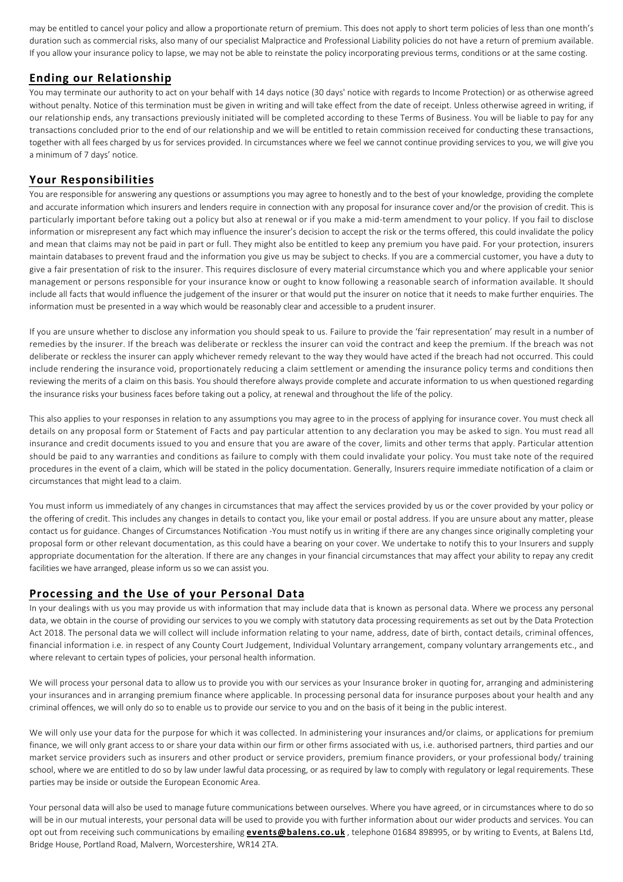may be entitled to cancel your policy and allow a proportionate return of premium. This does not apply to short term policies of less than one month's duration such as commercial risks, also many of our specialist Malpractice and Professional Liability policies do not have a return of premium available. If you allow your insurance policy to lapse, we may not be able to reinstate the policy incorporating previous terms, conditions or at the same costing.

## Ending our Relationship

You may terminate our authority to act on your behalf with 14 days notice (30 days' notice with regards to Income Protection) or as otherwise agreed without penalty. Notice of this termination must be given in writing and will take effect from the date of receipt. Unless otherwise agreed in writing, if our relationship ends, any transactions previously initiated will be completed according to these Terms of Business. You will be liable to pay for any transactions concluded prior to the end of our relationship and we will be entitled to retain commission received for conducting these transactions, together with all fees charged by us for services provided. In circumstances where we feel we cannot continue providing services to you, we will give you a minimum of 7 days' notice.

## Your Responsibilities

You are responsible for answering any questions or assumptions you may agree to honestly and to the best of your knowledge, providing the complete and accurate information which insurers and lenders require in connection with any proposal for insurance cover and/or the provision of credit. This is particularly important before taking out a policy but also at renewal or if you make a mid-term amendment to your policy. If you fail to disclose information or misrepresent any fact which may influence the insurer's decision to accept the risk or the terms offered, this could invalidate the policy and mean that claims may not be paid in part or full. They might also be entitled to keep any premium you have paid. For your protection, insurers maintain databases to prevent fraud and the information you give us may be subject to checks. If you are a commercial customer, you have a duty to give a fair presentation of risk to the insurer. This requires disclosure of every material circumstance which you and where applicable your senior management or persons responsible for your insurance know or ought to know following a reasonable search of information available. It should include all facts that would influence the judgement of the insurer or that would put the insurer on notice that it needs to make further enquiries. The information must be presented in a way which would be reasonably clear and accessible to a prudent insurer.

If you are unsure whether to disclose any information you should speak to us. Failure to provide the 'fair representation' may result in a number of remedies by the insurer. If the breach was deliberate or reckless the insurer can void the contract and keep the premium. If the breach was not deliberate or reckless the insurer can apply whichever remedy relevant to the way they would have acted if the breach had not occurred. This could include rendering the insurance void, proportionately reducing a claim settlement or amending the insurance policy terms and conditions then reviewing the merits of a claim on this basis. You should therefore always provide complete and accurate information to us when questioned regarding the insurance risks your business faces before taking out a policy, at renewal and throughout the life of the policy.

This also applies to your responses in relation to any assumptions you may agree to in the process of applying for insurance cover. You must check all details on any proposal form or Statement of Facts and pay particular attention to any declaration you may be asked to sign. You must read all insurance and credit documents issued to you and ensure that you are aware of the cover, limits and other terms that apply. Particular attention should be paid to any warranties and conditions as failure to comply with them could invalidate your policy. You must take note of the required procedures in the event of a claim, which will be stated in the policy documentation. Generally, Insurers require immediate notification of a claim or circumstances that might lead to a claim.

You must inform us immediately of any changes in circumstances that may affect the services provided by us or the cover provided by your policy or the offering of credit. This includes any changes in details to contact you, like your email or postal address. If you are unsure about any matter, please contact us for guidance. Changes of Circumstances Notification -You must notify us in writing if there are any changes since originally completing your proposal form or other relevant documentation, as this could have a bearing on your cover. We undertake to notify this to your Insurers and supply appropriate documentation for the alteration. If there are any changes in your financial circumstances that may affect your ability to repay any credit facilities we have arranged, please inform us so we can assist you.

## Processing and the Use of your Personal Data

In your dealings with us you may provide us with information that may include data that is known as personal data. Where we process any personal data, we obtain in the course of providing our services to you we comply with statutory data processing requirements as set out by the Data Protection Act 2018. The personal data we will collect will include information relating to your name, address, date of birth, contact details, criminal offences, financial information i.e. in respect of any County Court Judgement, Individual Voluntary arrangement, company voluntary arrangements etc., and where relevant to certain types of policies, your personal health information.

We will process your personal data to allow us to provide you with our services as your Insurance broker in quoting for, arranging and administering your insurances and in arranging premium finance where applicable. In processing personal data for insurance purposes about your health and any criminal offences, we will only do so to enable us to provide our service to you and on the basis of it being in the public interest.

We will only use your data for the purpose for which it was collected. In administering your insurances and/or claims, or applications for premium finance, we will only grant access to or share your data within our firm or other firms associated with us, i.e. authorised partners, third parties and our market service providers such as insurers and other product or service providers, premium finance providers, or your professional body/ training school, where we are entitled to do so by law under lawful data processing, or as required by law to comply with regulatory or legal requirements. These parties may be inside or outside the European Economic Area.

Your personal data will also be used to manage future communications between ourselves. Where you have agreed, or in circumstances where to do so will be in our mutual interests, your personal data will be used to provide you with further information about our wider products and services. You can opt out from receiving such communications by emailing **events@balens.co.uk** , telephone 01684 898995, or by writing to Events, at Balens Ltd, Bridge House, Portland Road, Malvern, Worcestershire, WR14 2TA.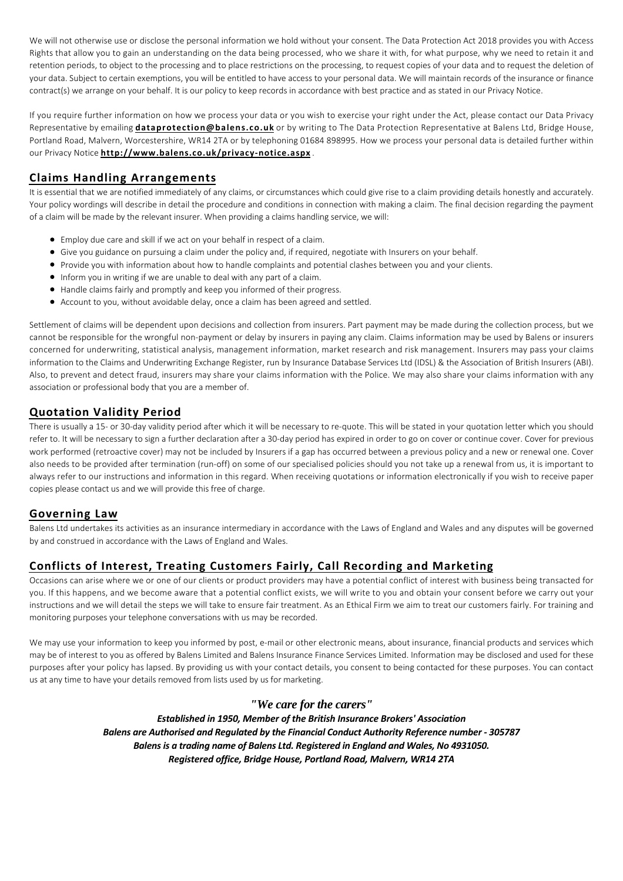We will not otherwise use or disclose the personal information we hold without your consent. The Data Protection Act 2018 provides you with Access Rights that allow you to gain an understanding on the data being processed, who we share it with, for what purpose, why we need to retain it and retention periods, to object to the processing and to place restrictions on the processing, to request copies of your data and to request the deletion of your data. Subject to certain exemptions, you will be entitled to have access to your personal data. We will maintain records of the insurance or finance contract(s) we arrange on your behalf. It is our policy to keep records in accordance with best practice and as stated in our Privacy Notice.

If you require further information on how we process your data or you wish to exercise your right under the Act, please contact our Data Privacy Representative by emailing **dataprotection@balens.co.uk** or by writing to The Data Protection Representative at Balens Ltd, Bridge House, Portland Road, Malvern, Worcestershire, WR14 2TA or by telephoning 01684 898995. How we process your personal data is detailed further within our Privacy Notice **http://www.balens.co.uk/privacy-notice.aspx**.

## Claims Handling Arrangements

It is essential that we are notified immediately of any claims, or circumstances which could give rise to a claim providing details honestly and accurately. Your policy wordings will describe in detail the procedure and conditions in connection with making a claim. The final decision regarding the payment of a claim will be made by the relevant insurer. When providing a claims handling service, we will:

- Employ due care and skill if we act on your behalf in respect of a claim.
- Give you guidance on pursuing a claim under the policy and, if required, negotiate with Insurers on your behalf.
- Provide you with information about how to handle complaints and potential clashes between you and your clients.
- Inform you in writing if we are unable to deal with any part of a claim.
- Handle claims fairly and promptly and keep you informed of their progress.
- Account to you, without avoidable delay, once a claim has been agreed and settled.

Settlement of claims will be dependent upon decisions and collection from insurers. Part payment may be made during the collection process, but we cannot be responsible for the wrongful non-payment or delay by insurers in paying any claim. Claims information may be used by Balens or insurers concerned for underwriting, statistical analysis, management information, market research and risk management. Insurers may pass your claims information to the Claims and Underwriting Exchange Register, run by Insurance Database Services Ltd (IDSL) & the Association of British Insurers (ABI). Also, to prevent and detect fraud, insurers may share your claims information with the Police. We may also share your claims information with any association or professional body that you are a member of.

## Quotation Validity Period

There is usually a 15- or 30-day validity period after which it will be necessary to re-quote. This will be stated in your quotation letter which you should refer to. It will be necessary to sign a further declaration after a 30-day period has expired in order to go on cover or continue cover. Cover for previous work performed (retroactive cover) may not be included by Insurers if a gap has occurred between a previous policy and a new or renewal one. Cover also needs to be provided after termination (run-off) on some of our specialised policies should you not take up a renewal from us, it is important to always refer to our instructions and information in this regard. When receiving quotations or information electronically if you wish to receive paper copies please contact us and we will provide this free of charge.

## Governing Law

Balens Ltd undertakes its activities as an insurance intermediary in accordance with the Laws of England and Wales and any disputes will be governed by and construed in accordance with the Laws of England and Wales.

## Conflicts of Interest, Treating Customers Fairly, Call Recording and Marketing

Occasions can arise where we or one of our clients or product providers may have a potential conflict of interest with business being transacted for you. If this happens, and we become aware that a potential conflict exists, we will write to you and obtain your consent before we carry out your instructions and we will detail the steps we will take to ensure fair treatment. As an Ethical Firm we aim to treat our customers fairly. For training and monitoring purposes your telephone conversations with us may be recorded.

We may use your information to keep you informed by post, e-mail or other electronic means, about insurance, financial products and services which may be of interest to you as offered by Balens Limited and Balens Insurance Finance Services Limited. Information may be disclosed and used for these purposes after your policy has lapsed. By providing us with your contact details, you consent to being contacted for these purposes. You can contact us at any time to have your details removed from lists used by us for marketing.

***"We care for the carers"***

***Established in 1950, Member of the British Insurance Brokers' Association***

***Balens are Authorised and Regulated by the Financial Conduct Authority Reference number - 305787***

***Balens is a trading name of Balens Ltd. Registered in England and Wales, No 4931050.***

***Registered office, Bridge House, Portland Road, Malvern, WR14 2TA***